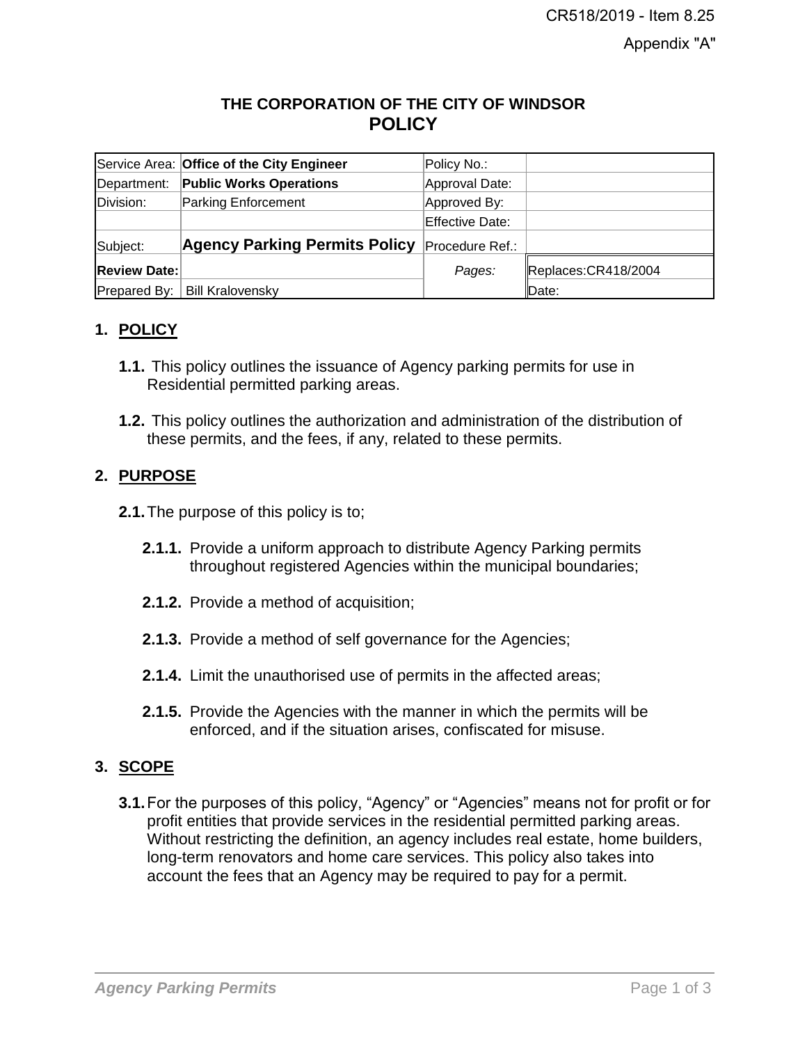CR518/2019 - Item 8.25

Appendix "A"

# THE CORPORATION OF THE CITY OF WINDSOR
# POLICY

| Service Area: | **Office of the City Engineer** | Policy No.: | |
|---|---|---|---|
| Department: | **Public Works Operations** | Approval Date: | |
| Division: | Parking Enforcement | Approved By: | |
| | | Effective Date: | |
| Subject: | **Agency Parking Permits Policy** | Procedure Ref.: | |
| **Review Date:** | | *Pages:* | Replaces:CR418/2004 |
| Prepared By: | Bill Kralovensky | | Date: |

## 1. POLICY

**1.1.** This policy outlines the issuance of Agency parking permits for use in Residential permitted parking areas.

**1.2.** This policy outlines the authorization and administration of the distribution of these permits, and the fees, if any, related to these permits.

## 2. PURPOSE

**2.1.** The purpose of this policy is to;

**2.1.1.** Provide a uniform approach to distribute Agency Parking permits throughout registered Agencies within the municipal boundaries;

**2.1.2.** Provide a method of acquisition;

**2.1.3.** Provide a method of self governance for the Agencies;

**2.1.4.** Limit the unauthorised use of permits in the affected areas;

**2.1.5.** Provide the Agencies with the manner in which the permits will be enforced, and if the situation arises, confiscated for misuse.

## 3. SCOPE

**3.1.** For the purposes of this policy, "Agency" or "Agencies" means not for profit or for profit entities that provide services in the residential permitted parking areas. Without restricting the definition, an agency includes real estate, home builders, long-term renovators and home care services. This policy also takes into account the fees that an Agency may be required to pay for a permit.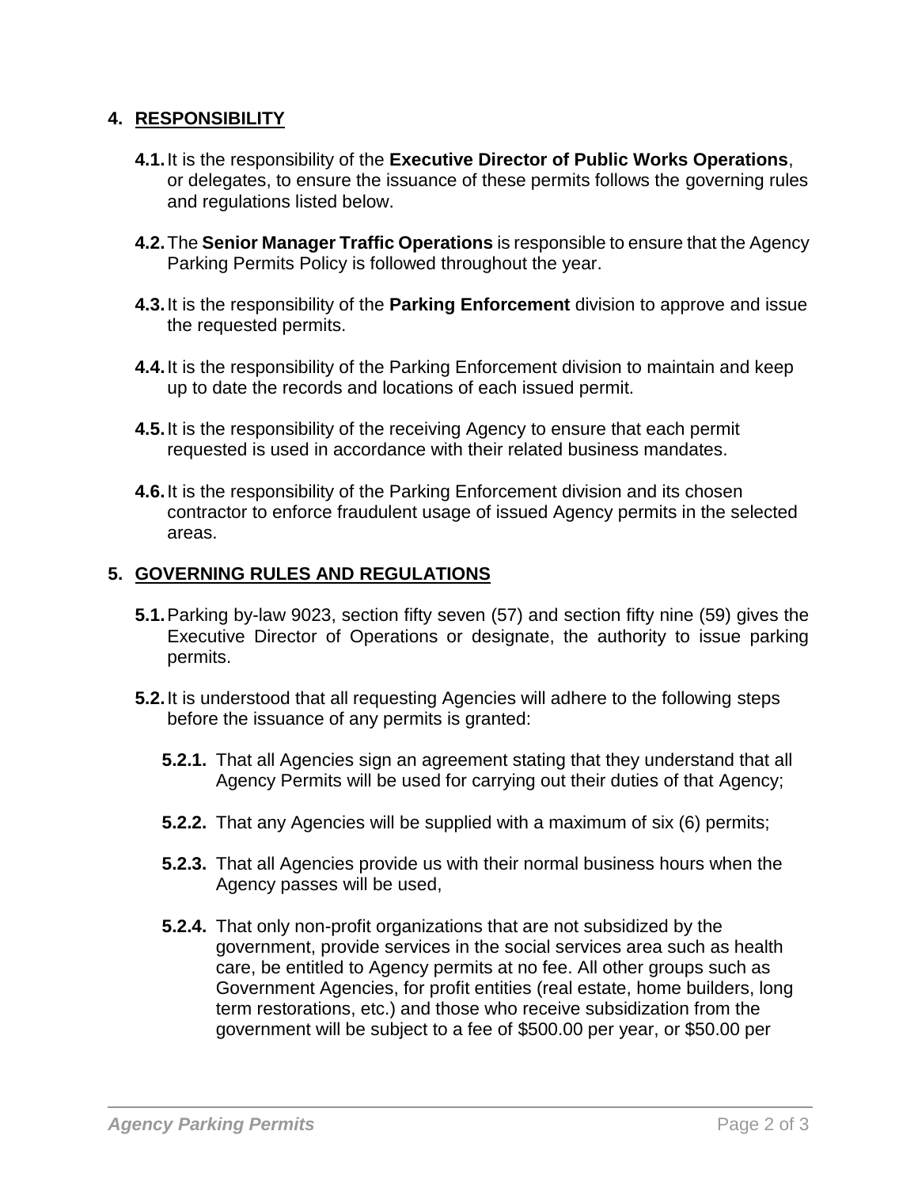## 4. RESPONSIBILITY

**4.1.** It is the responsibility of the **Executive Director of Public Works Operations**, or delegates, to ensure the issuance of these permits follows the governing rules and regulations listed below.

**4.2.** The **Senior Manager Traffic Operations** is responsible to ensure that the Agency Parking Permits Policy is followed throughout the year.

**4.3.** It is the responsibility of the **Parking Enforcement** division to approve and issue the requested permits.

**4.4.** It is the responsibility of the Parking Enforcement division to maintain and keep up to date the records and locations of each issued permit.

**4.5.** It is the responsibility of the receiving Agency to ensure that each permit requested is used in accordance with their related business mandates.

**4.6.** It is the responsibility of the Parking Enforcement division and its chosen contractor to enforce fraudulent usage of issued Agency permits in the selected areas.

## 5. GOVERNING RULES AND REGULATIONS

**5.1.** Parking by-law 9023, section fifty seven (57) and section fifty nine (59) gives the Executive Director of Operations or designate, the authority to issue parking permits.

**5.2.** It is understood that all requesting Agencies will adhere to the following steps before the issuance of any permits is granted:

**5.2.1.** That all Agencies sign an agreement stating that they understand that all Agency Permits will be used for carrying out their duties of that Agency;

**5.2.2.** That any Agencies will be supplied with a maximum of six (6) permits;

**5.2.3.** That all Agencies provide us with their normal business hours when the Agency passes will be used,

**5.2.4.** That only non-profit organizations that are not subsidized by the government, provide services in the social services area such as health care, be entitled to Agency permits at no fee. All other groups such as Government Agencies, for profit entities (real estate, home builders, long term restorations, etc.) and those who receive subsidization from the government will be subject to a fee of $500.00 per year, or $50.00 per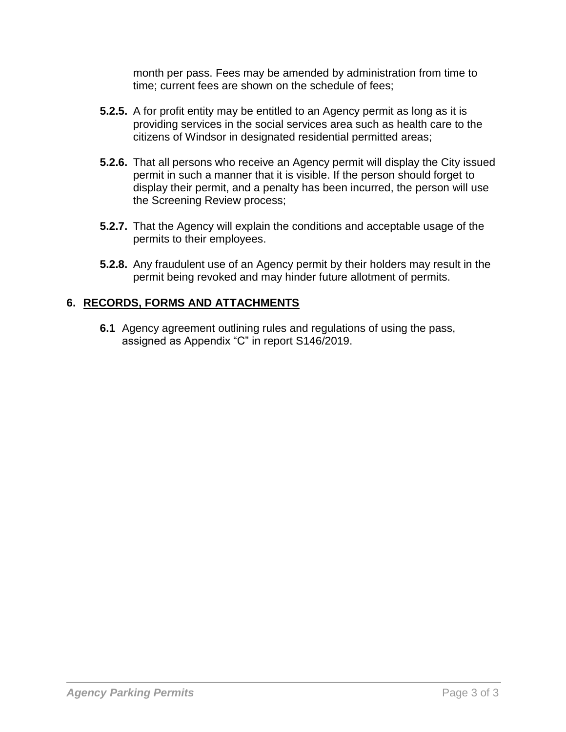month per pass. Fees may be amended by administration from time to time; current fees are shown on the schedule of fees;

**5.2.5.** A for profit entity may be entitled to an Agency permit as long as it is providing services in the social services area such as health care to the citizens of Windsor in designated residential permitted areas;

**5.2.6.** That all persons who receive an Agency permit will display the City issued permit in such a manner that it is visible. If the person should forget to display their permit, and a penalty has been incurred, the person will use the Screening Review process;

**5.2.7.** That the Agency will explain the conditions and acceptable usage of the permits to their employees.

**5.2.8.** Any fraudulent use of an Agency permit by their holders may result in the permit being revoked and may hinder future allotment of permits.

## 6. RECORDS, FORMS AND ATTACHMENTS

**6.1** Agency agreement outlining rules and regulations of using the pass, assigned as Appendix "C" in report S146/2019.